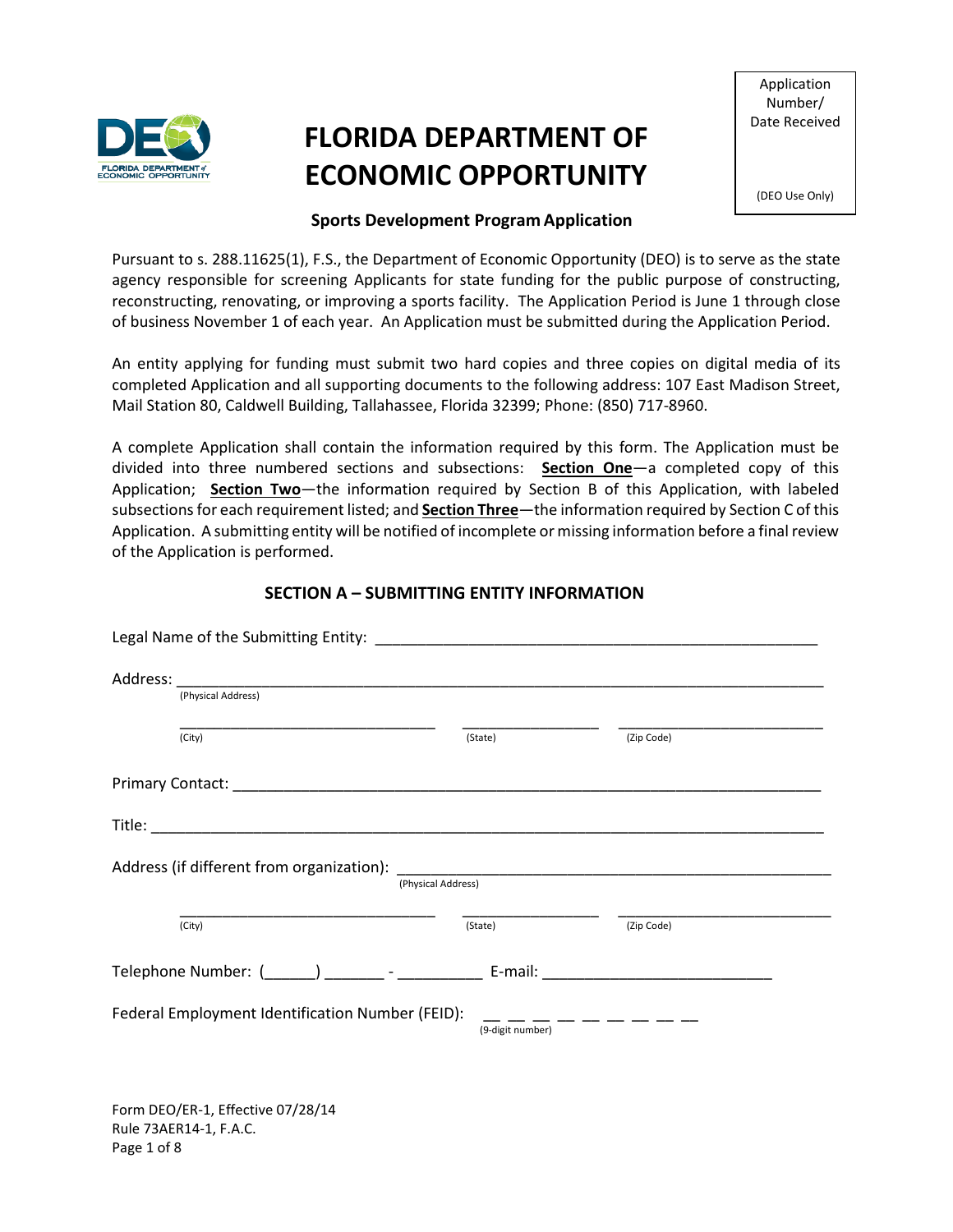Application Number/ Date Received

(DEO Use Only)

# FLORIDA DEPARTMENT OF ECONOMIC OPPORTUNITY

## Sports Development Program Application

Pursuant to s. 288.11625(1), F.S., the Department of Economic Opportunity (DEO) is to serve as the state agency responsible for screening Applicants for state funding for the public purpose of constructing, reconstructing, renovating, or improving a sports facility. The Application Period is June 1 through close of business November 1 of each year. An Application must be submitted during the Application Period.

An entity applying for funding must submit two hard copies and three copies on digital media of its completed Application and all supporting documents to the following address: 107 East Madison Street, Mail Station 80, Caldwell Building, Tallahassee, Florida 32399; Phone: (850) 717-8960.

A complete Application shall contain the information required by this form. The Application must be divided into three numbered sections and subsections: **Section One**—a completed copy of this Application; **Section Two**—the information required by Section B of this Application, with labeled subsections for each requirement listed; and **Section Three**—the information required by Section C of this Application. A submitting entity will be notified of incomplete or missing information before a final review of the Application is performed.

## SECTION A – SUBMITTING ENTITY INFORMATION

Legal Name of the Submitting Entity: ______________________________________________________

Address: ______________________________________________________________________________
(Physical Address)

______________________________ ________________ ________________________
(City) (State) (Zip Code)

Primary Contact: _______________________________________________________________________

Title: __________________________________________________________________________________

Address (if different from organization): ____________________________________________________
(Physical Address)

______________________________ ________________ ________________________
(City) (State) (Zip Code)

Telephone Number: (______) _______ - __________ E-mail: ___________________________

Federal Employment Identification Number (FEID): __ __ __ __ __ __ __ __ __
(9-digit number)

Form DEO/ER-1, Effective 07/28/14
Rule 73AER14-1, F.A.C.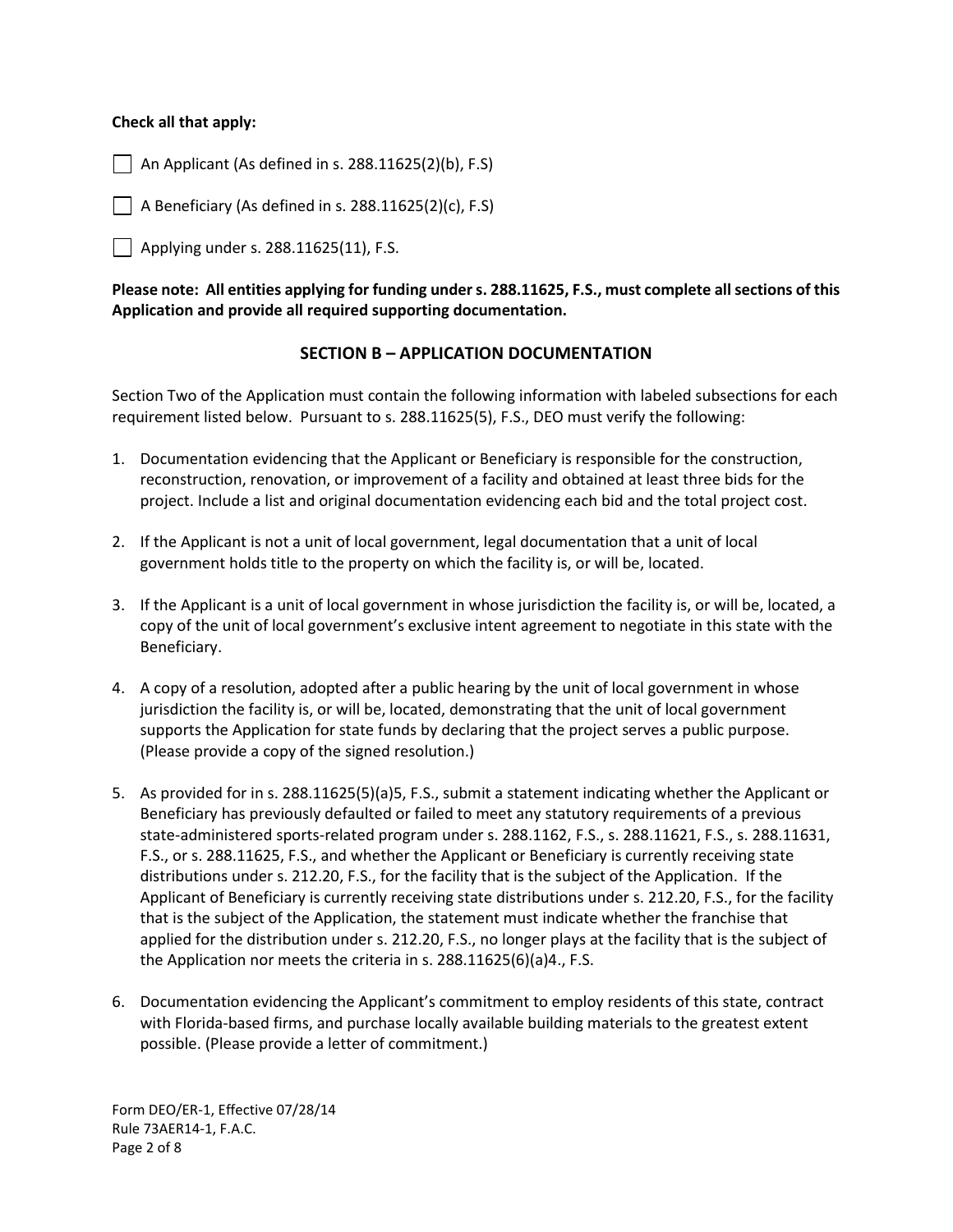**Check all that apply:**

- [ ] An Applicant (As defined in s. 288.11625(2)(b), F.S)
- [ ] A Beneficiary (As defined in s. 288.11625(2)(c), F.S)
- [ ] Applying under s. 288.11625(11), F.S.

**Please note: All entities applying for funding under s. 288.11625, F.S., must complete all sections of this Application and provide all required supporting documentation.**

## SECTION B – APPLICATION DOCUMENTATION

Section Two of the Application must contain the following information with labeled subsections for each requirement listed below. Pursuant to s. 288.11625(5), F.S., DEO must verify the following:

1. Documentation evidencing that the Applicant or Beneficiary is responsible for the construction, reconstruction, renovation, or improvement of a facility and obtained at least three bids for the project. Include a list and original documentation evidencing each bid and the total project cost.

2. If the Applicant is not a unit of local government, legal documentation that a unit of local government holds title to the property on which the facility is, or will be, located.

3. If the Applicant is a unit of local government in whose jurisdiction the facility is, or will be, located, a copy of the unit of local government's exclusive intent agreement to negotiate in this state with the Beneficiary.

4. A copy of a resolution, adopted after a public hearing by the unit of local government in whose jurisdiction the facility is, or will be, located, demonstrating that the unit of local government supports the Application for state funds by declaring that the project serves a public purpose. (Please provide a copy of the signed resolution.)

5. As provided for in s. 288.11625(5)(a)5, F.S., submit a statement indicating whether the Applicant or Beneficiary has previously defaulted or failed to meet any statutory requirements of a previous state-administered sports-related program under s. 288.1162, F.S., s. 288.11621, F.S., s. 288.11631, F.S., or s. 288.11625, F.S., and whether the Applicant or Beneficiary is currently receiving state distributions under s. 212.20, F.S., for the facility that is the subject of the Application. If the Applicant of Beneficiary is currently receiving state distributions under s. 212.20, F.S., for the facility that is the subject of the Application, the statement must indicate whether the franchise that applied for the distribution under s. 212.20, F.S., no longer plays at the facility that is the subject of the Application nor meets the criteria in s. 288.11625(6)(a)4., F.S.

6. Documentation evidencing the Applicant's commitment to employ residents of this state, contract with Florida-based firms, and purchase locally available building materials to the greatest extent possible. (Please provide a letter of commitment.)

Form DEO/ER-1, Effective 07/28/14
Rule 73AER14-1, F.A.C.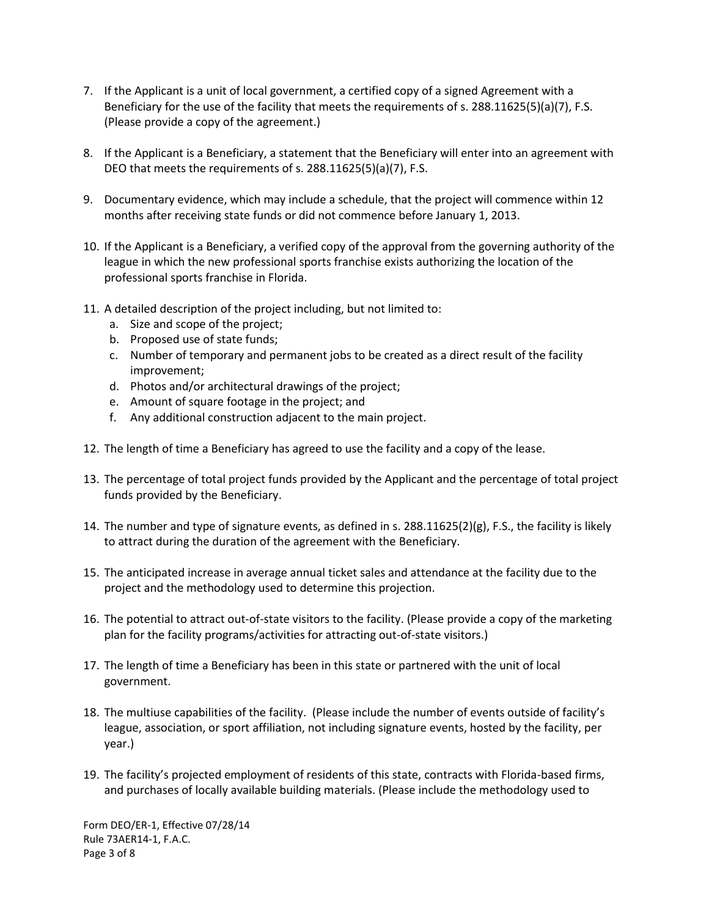7. If the Applicant is a unit of local government, a certified copy of a signed Agreement with a Beneficiary for the use of the facility that meets the requirements of s. 288.11625(5)(a)(7), F.S. (Please provide a copy of the agreement.)

8. If the Applicant is a Beneficiary, a statement that the Beneficiary will enter into an agreement with DEO that meets the requirements of s. 288.11625(5)(a)(7), F.S.

9. Documentary evidence, which may include a schedule, that the project will commence within 12 months after receiving state funds or did not commence before January 1, 2013.

10. If the Applicant is a Beneficiary, a verified copy of the approval from the governing authority of the league in which the new professional sports franchise exists authorizing the location of the professional sports franchise in Florida.

11. A detailed description of the project including, but not limited to:
    a. Size and scope of the project;
    b. Proposed use of state funds;
    c. Number of temporary and permanent jobs to be created as a direct result of the facility improvement;
    d. Photos and/or architectural drawings of the project;
    e. Amount of square footage in the project; and
    f. Any additional construction adjacent to the main project.

12. The length of time a Beneficiary has agreed to use the facility and a copy of the lease.

13. The percentage of total project funds provided by the Applicant and the percentage of total project funds provided by the Beneficiary.

14. The number and type of signature events, as defined in s. 288.11625(2)(g), F.S., the facility is likely to attract during the duration of the agreement with the Beneficiary.

15. The anticipated increase in average annual ticket sales and attendance at the facility due to the project and the methodology used to determine this projection.

16. The potential to attract out-of-state visitors to the facility. (Please provide a copy of the marketing plan for the facility programs/activities for attracting out-of-state visitors.)

17. The length of time a Beneficiary has been in this state or partnered with the unit of local government.

18. The multiuse capabilities of the facility. (Please include the number of events outside of facility's league, association, or sport affiliation, not including signature events, hosted by the facility, per year.)

19. The facility's projected employment of residents of this state, contracts with Florida-based firms, and purchases of locally available building materials. (Please include the methodology used to

Form DEO/ER-1, Effective 07/28/14
Rule 73AER14-1, F.A.C.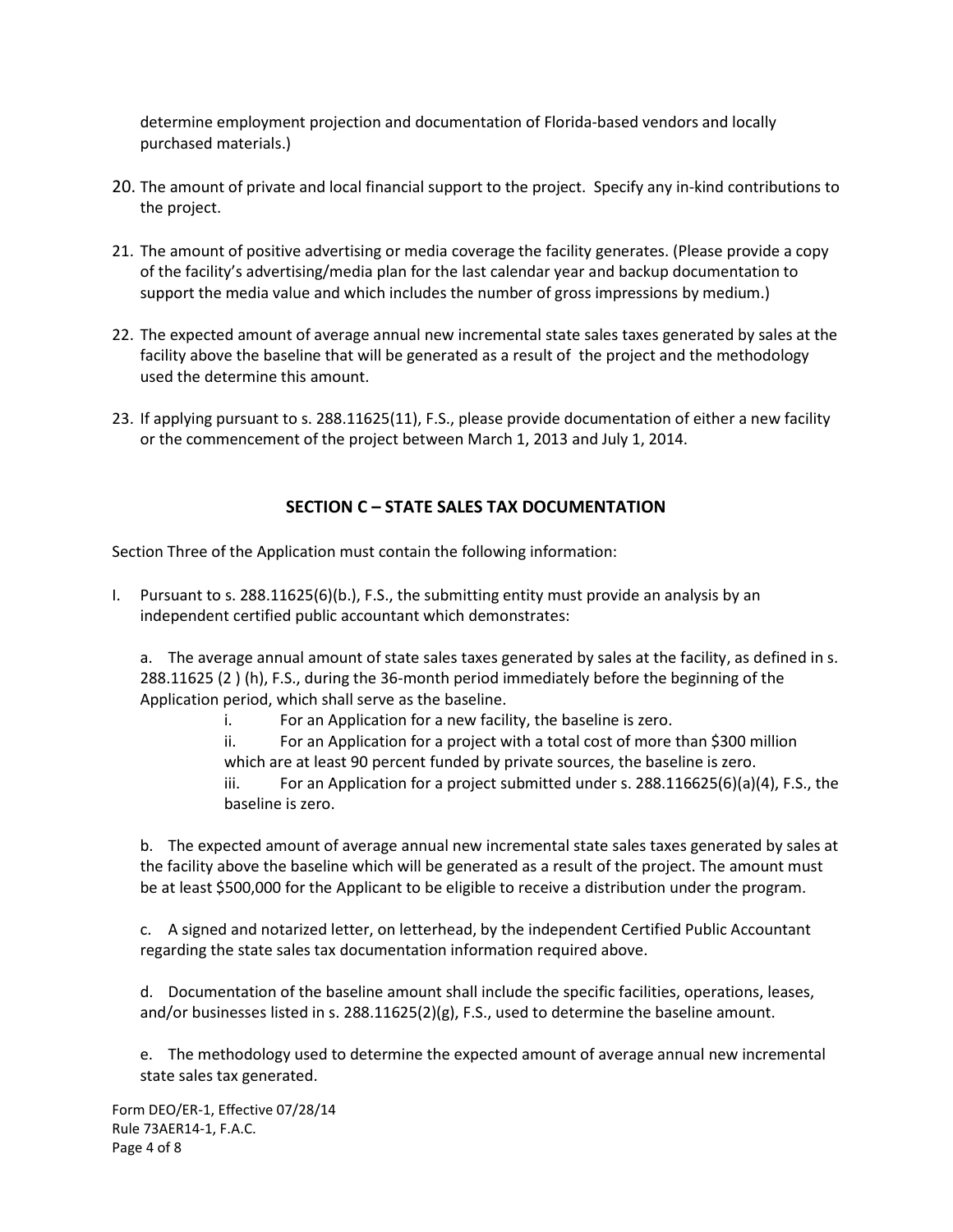determine employment projection and documentation of Florida-based vendors and locally purchased materials.)

20. The amount of private and local financial support to the project. Specify any in-kind contributions to the project.

21. The amount of positive advertising or media coverage the facility generates. (Please provide a copy of the facility's advertising/media plan for the last calendar year and backup documentation to support the media value and which includes the number of gross impressions by medium.)

22. The expected amount of average annual new incremental state sales taxes generated by sales at the facility above the baseline that will be generated as a result of the project and the methodology used the determine this amount.

23. If applying pursuant to s. 288.11625(11), F.S., please provide documentation of either a new facility or the commencement of the project between March 1, 2013 and July 1, 2014.

## SECTION C – STATE SALES TAX DOCUMENTATION

Section Three of the Application must contain the following information:

I. Pursuant to s. 288.11625(6)(b.), F.S., the submitting entity must provide an analysis by an independent certified public accountant which demonstrates:

   a. The average annual amount of state sales taxes generated by sales at the facility, as defined in s. 288.11625 (2 ) (h), F.S., during the 36-month period immediately before the beginning of the Application period, which shall serve as the baseline.

      i. For an Application for a new facility, the baseline is zero.

      ii. For an Application for a project with a total cost of more than $300 million which are at least 90 percent funded by private sources, the baseline is zero.

      iii. For an Application for a project submitted under s. 288.116625(6)(a)(4), F.S., the baseline is zero.

   b. The expected amount of average annual new incremental state sales taxes generated by sales at the facility above the baseline which will be generated as a result of the project. The amount must be at least $500,000 for the Applicant to be eligible to receive a distribution under the program.

   c. A signed and notarized letter, on letterhead, by the independent Certified Public Accountant regarding the state sales tax documentation information required above.

   d. Documentation of the baseline amount shall include the specific facilities, operations, leases, and/or businesses listed in s. 288.11625(2)(g), F.S., used to determine the baseline amount.

   e. The methodology used to determine the expected amount of average annual new incremental state sales tax generated.

Form DEO/ER-1, Effective 07/28/14
Rule 73AER14-1, F.A.C.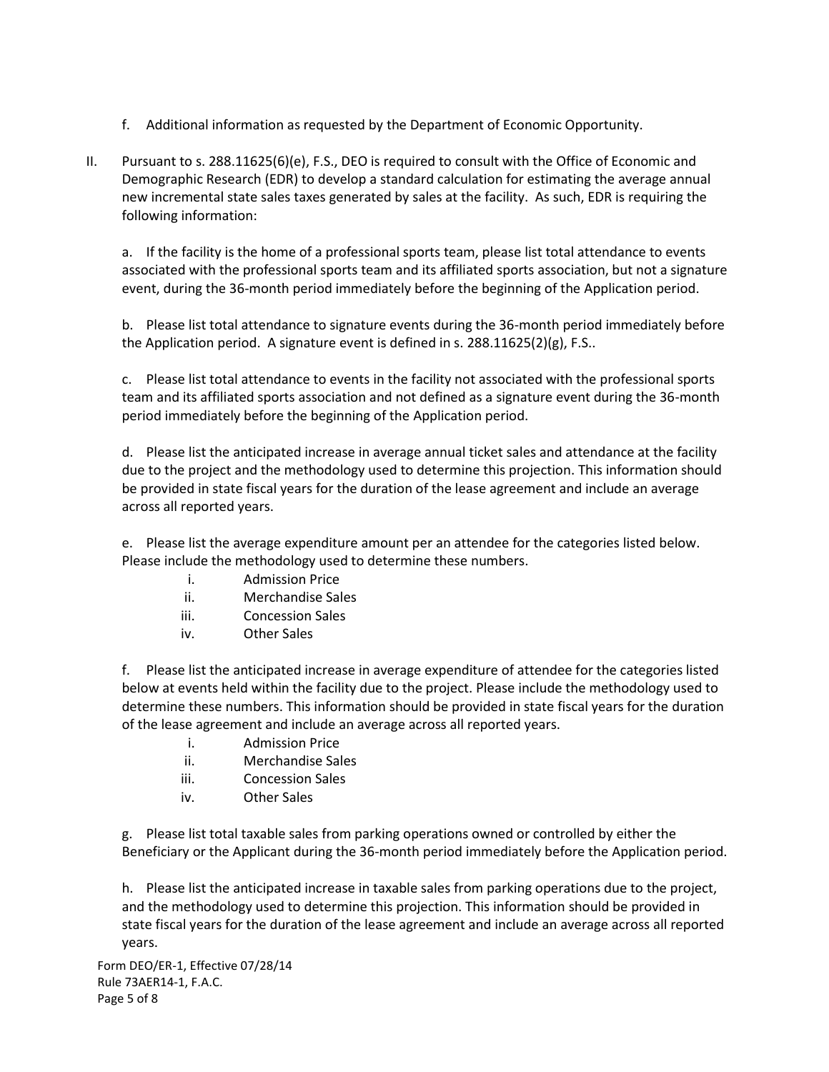f. Additional information as requested by the Department of Economic Opportunity.

II. Pursuant to s. 288.11625(6)(e), F.S., DEO is required to consult with the Office of Economic and Demographic Research (EDR) to develop a standard calculation for estimating the average annual new incremental state sales taxes generated by sales at the facility. As such, EDR is requiring the following information:

a. If the facility is the home of a professional sports team, please list total attendance to events associated with the professional sports team and its affiliated sports association, but not a signature event, during the 36-month period immediately before the beginning of the Application period.

b. Please list total attendance to signature events during the 36-month period immediately before the Application period. A signature event is defined in s. 288.11625(2)(g), F.S..

c. Please list total attendance to events in the facility not associated with the professional sports team and its affiliated sports association and not defined as a signature event during the 36-month period immediately before the beginning of the Application period.

d. Please list the anticipated increase in average annual ticket sales and attendance at the facility due to the project and the methodology used to determine this projection. This information should be provided in state fiscal years for the duration of the lease agreement and include an average across all reported years.

e. Please list the average expenditure amount per an attendee for the categories listed below. Please include the methodology used to determine these numbers.

i. Admission Price
ii. Merchandise Sales
iii. Concession Sales
iv. Other Sales

f. Please list the anticipated increase in average expenditure of attendee for the categories listed below at events held within the facility due to the project. Please include the methodology used to determine these numbers. This information should be provided in state fiscal years for the duration of the lease agreement and include an average across all reported years.

i. Admission Price
ii. Merchandise Sales
iii. Concession Sales
iv. Other Sales

g. Please list total taxable sales from parking operations owned or controlled by either the Beneficiary or the Applicant during the 36-month period immediately before the Application period.

h. Please list the anticipated increase in taxable sales from parking operations due to the project, and the methodology used to determine this projection. This information should be provided in state fiscal years for the duration of the lease agreement and include an average across all reported years.

Form DEO/ER-1, Effective 07/28/14
Rule 73AER14-1, F.A.C.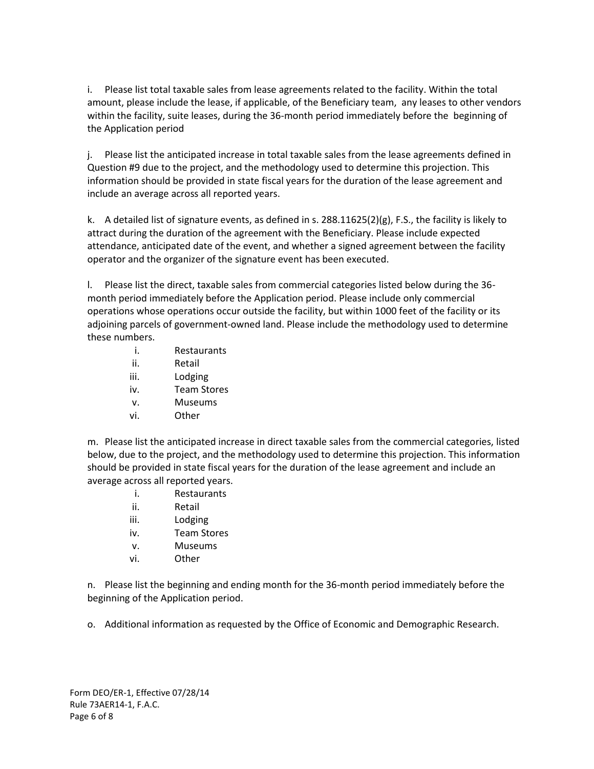i. Please list total taxable sales from lease agreements related to the facility. Within the total amount, please include the lease, if applicable, of the Beneficiary team, any leases to other vendors within the facility, suite leases, during the 36-month period immediately before the beginning of the Application period

j. Please list the anticipated increase in total taxable sales from the lease agreements defined in Question #9 due to the project, and the methodology used to determine this projection. This information should be provided in state fiscal years for the duration of the lease agreement and include an average across all reported years.

k. A detailed list of signature events, as defined in s. 288.11625(2)(g), F.S., the facility is likely to attract during the duration of the agreement with the Beneficiary. Please include expected attendance, anticipated date of the event, and whether a signed agreement between the facility operator and the organizer of the signature event has been executed.

l. Please list the direct, taxable sales from commercial categories listed below during the 36-month period immediately before the Application period. Please include only commercial operations whose operations occur outside the facility, but within 1000 feet of the facility or its adjoining parcels of government-owned land. Please include the methodology used to determine these numbers.

- i. Restaurants
- ii. Retail
- iii. Lodging
- iv. Team Stores
- v. Museums
- vi. Other

m. Please list the anticipated increase in direct taxable sales from the commercial categories, listed below, due to the project, and the methodology used to determine this projection. This information should be provided in state fiscal years for the duration of the lease agreement and include an average across all reported years.

- i. Restaurants
- ii. Retail
- iii. Lodging
- iv. Team Stores
- v. Museums
- vi. Other

n. Please list the beginning and ending month for the 36-month period immediately before the beginning of the Application period.

o. Additional information as requested by the Office of Economic and Demographic Research.

Form DEO/ER-1, Effective 07/28/14
Rule 73AER14-1, F.A.C.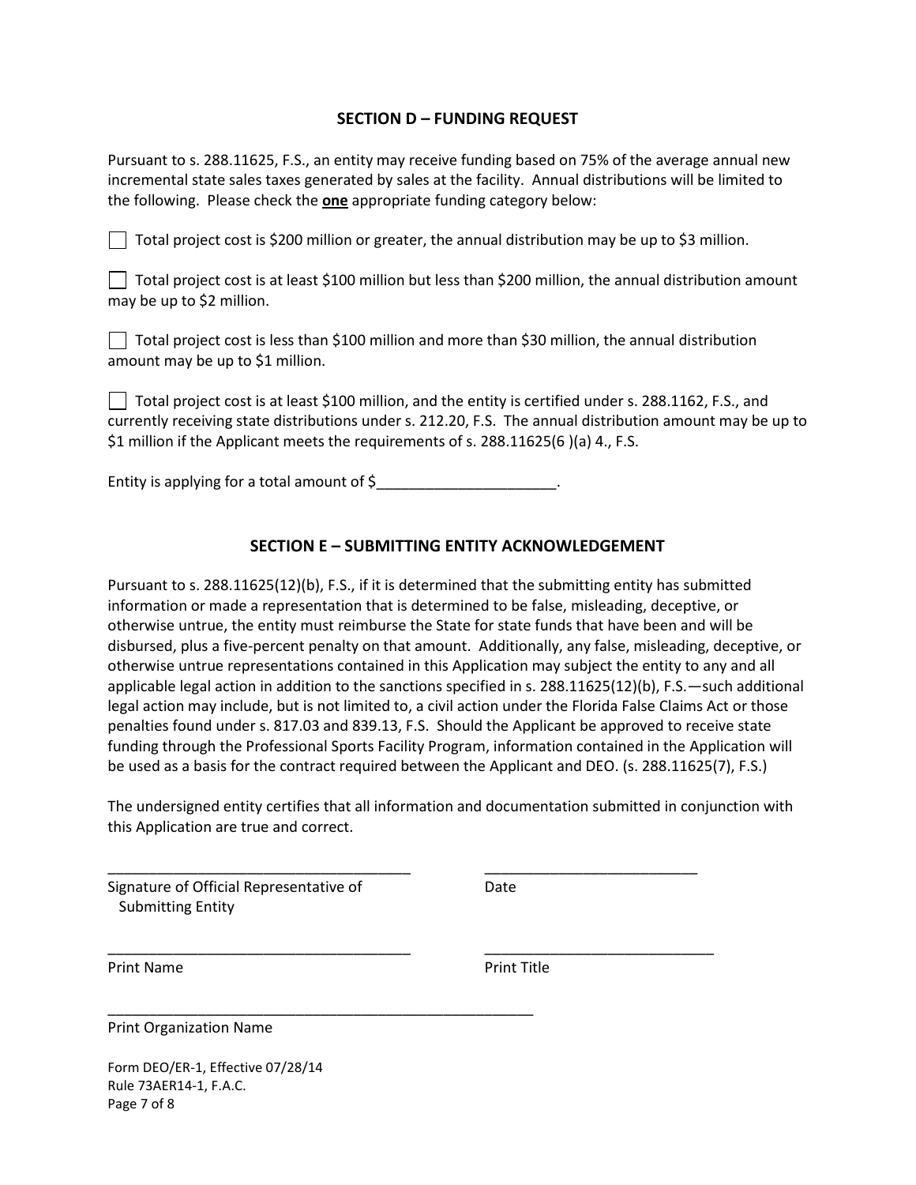## SECTION D – FUNDING REQUEST

Pursuant to s. 288.11625, F.S., an entity may receive funding based on 75% of the average annual new incremental state sales taxes generated by sales at the facility. Annual distributions will be limited to the following. Please check the **one** appropriate funding category below:

☐ Total project cost is $200 million or greater, the annual distribution may be up to $3 million.

☐ Total project cost is at least $100 million but less than $200 million, the annual distribution amount may be up to $2 million.

☐ Total project cost is less than $100 million and more than $30 million, the annual distribution amount may be up to $1 million.

☐ Total project cost is at least $100 million, and the entity is certified under s. 288.1162, F.S., and currently receiving state distributions under s. 212.20, F.S. The annual distribution amount may be up to $1 million if the Applicant meets the requirements of s. 288.11625(6 )(a) 4., F.S.

Entity is applying for a total amount of $______________________.

## SECTION E – SUBMITTING ENTITY ACKNOWLEDGEMENT

Pursuant to s. 288.11625(12)(b), F.S., if it is determined that the submitting entity has submitted information or made a representation that is determined to be false, misleading, deceptive, or otherwise untrue, the entity must reimburse the State for state funds that have been and will be disbursed, plus a five-percent penalty on that amount. Additionally, any false, misleading, deceptive, or otherwise untrue representations contained in this Application may subject the entity to any and all applicable legal action in addition to the sanctions specified in s. 288.11625(12)(b), F.S.—such additional legal action may include, but is not limited to, a civil action under the Florida False Claims Act or those penalties found under s. 817.03 and 839.13, F.S. Should the Applicant be approved to receive state funding through the Professional Sports Facility Program, information contained in the Application will be used as a basis for the contract required between the Applicant and DEO. (s. 288.11625(7), F.S.)

The undersigned entity certifies that all information and documentation submitted in conjunction with this Application are true and correct.

______________________________________ ______________________________

Signature of Official Representative of Submitting Entity Date

______________________________________ ______________________________

Print Name Print Title

______________________________________________________

Print Organization Name

Form DEO/ER-1, Effective 07/28/14
Rule 73AER14-1, F.A.C.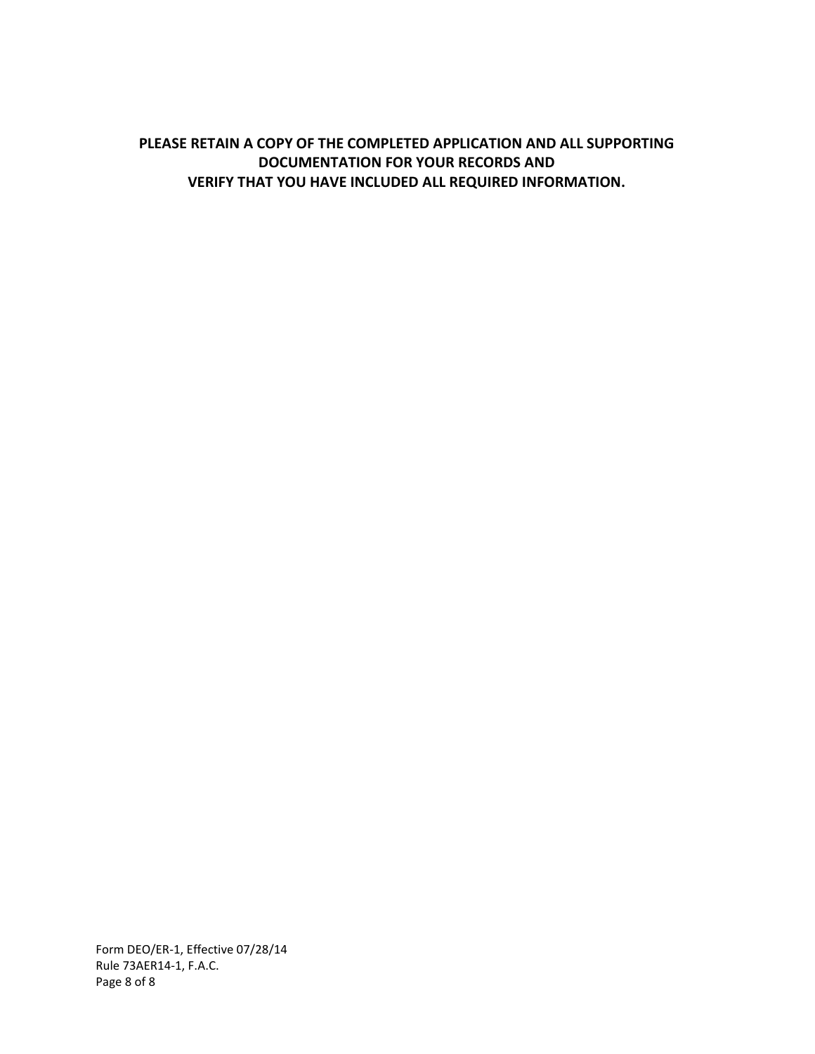**PLEASE RETAIN A COPY OF THE COMPLETED APPLICATION AND ALL SUPPORTING DOCUMENTATION FOR YOUR RECORDS AND VERIFY THAT YOU HAVE INCLUDED ALL REQUIRED INFORMATION.**